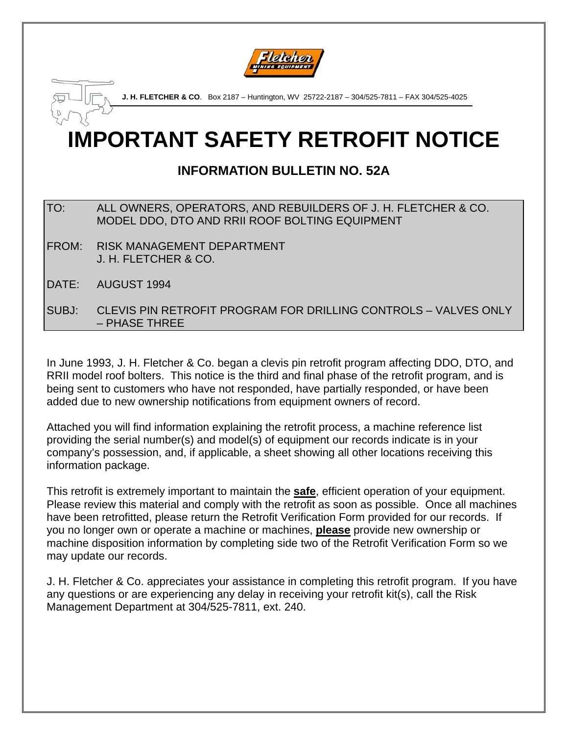**J. H. FLETCHER & CO**. Box 2187 – Huntington, WV 25722-2187 – 304/525-7811 – FAX 304/525-4025

# IMPORTANT SAFETY RETROFIT NOTICE

## INFORMATION BULLETIN NO. 52A

TO: ALL OWNERS, OPERATORS, AND REBUILDERS OF J. H. FLETCHER & CO. MODEL DDO, DTO AND RRII ROOF BOLTING EQUIPMENT

FROM: RISK MANAGEMENT DEPARTMENT
J. H. FLETCHER & CO.

DATE: AUGUST 1994

SUBJ: CLEVIS PIN RETROFIT PROGRAM FOR DRILLING CONTROLS – VALVES ONLY – PHASE THREE

In June 1993, J. H. Fletcher & Co. began a clevis pin retrofit program affecting DDO, DTO, and RRII model roof bolters. This notice is the third and final phase of the retrofit program, and is being sent to customers who have not responded, have partially responded, or have been added due to new ownership notifications from equipment owners of record.

Attached you will find information explaining the retrofit process, a machine reference list providing the serial number(s) and model(s) of equipment our records indicate is in your company's possession, and, if applicable, a sheet showing all other locations receiving this information package.

This retrofit is extremely important to maintain the **safe**, efficient operation of your equipment. Please review this material and comply with the retrofit as soon as possible. Once all machines have been retrofitted, please return the Retrofit Verification Form provided for our records. If you no longer own or operate a machine or machines, **please** provide new ownership or machine disposition information by completing side two of the Retrofit Verification Form so we may update our records.

J. H. Fletcher & Co. appreciates your assistance in completing this retrofit program. If you have any questions or are experiencing any delay in receiving your retrofit kit(s), call the Risk Management Department at 304/525-7811, ext. 240.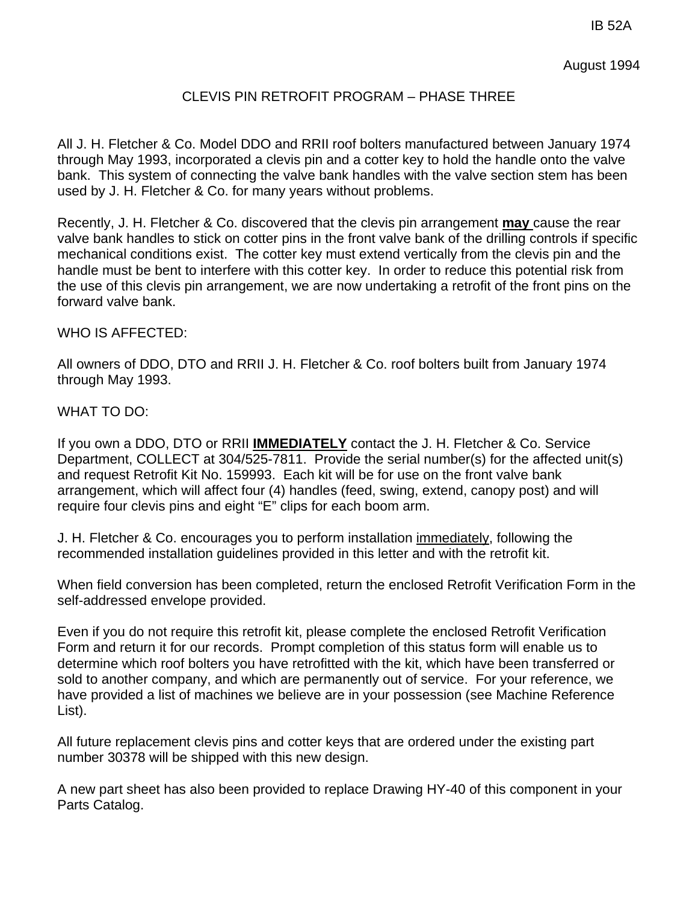IB 52A

August 1994

# CLEVIS PIN RETROFIT PROGRAM – PHASE THREE

All J. H. Fletcher & Co. Model DDO and RRII roof bolters manufactured between January 1974 through May 1993, incorporated a clevis pin and a cotter key to hold the handle onto the valve bank. This system of connecting the valve bank handles with the valve section stem has been used by J. H. Fletcher & Co. for many years without problems.

Recently, J. H. Fletcher & Co. discovered that the clevis pin arrangement **may** cause the rear valve bank handles to stick on cotter pins in the front valve bank of the drilling controls if specific mechanical conditions exist. The cotter key must extend vertically from the clevis pin and the handle must be bent to interfere with this cotter key. In order to reduce this potential risk from the use of this clevis pin arrangement, we are now undertaking a retrofit of the front pins on the forward valve bank.

WHO IS AFFECTED:

All owners of DDO, DTO and RRII J. H. Fletcher & Co. roof bolters built from January 1974 through May 1993.

WHAT TO DO:

If you own a DDO, DTO or RRII **IMMEDIATELY** contact the J. H. Fletcher & Co. Service Department, COLLECT at 304/525-7811. Provide the serial number(s) for the affected unit(s) and request Retrofit Kit No. 159993. Each kit will be for use on the front valve bank arrangement, which will affect four (4) handles (feed, swing, extend, canopy post) and will require four clevis pins and eight "E" clips for each boom arm.

J. H. Fletcher & Co. encourages you to perform installation immediately, following the recommended installation guidelines provided in this letter and with the retrofit kit.

When field conversion has been completed, return the enclosed Retrofit Verification Form in the self-addressed envelope provided.

Even if you do not require this retrofit kit, please complete the enclosed Retrofit Verification Form and return it for our records. Prompt completion of this status form will enable us to determine which roof bolters you have retrofitted with the kit, which have been transferred or sold to another company, and which are permanently out of service. For your reference, we have provided a list of machines we believe are in your possession (see Machine Reference List).

All future replacement clevis pins and cotter keys that are ordered under the existing part number 30378 will be shipped with this new design.

A new part sheet has also been provided to replace Drawing HY-40 of this component in your Parts Catalog.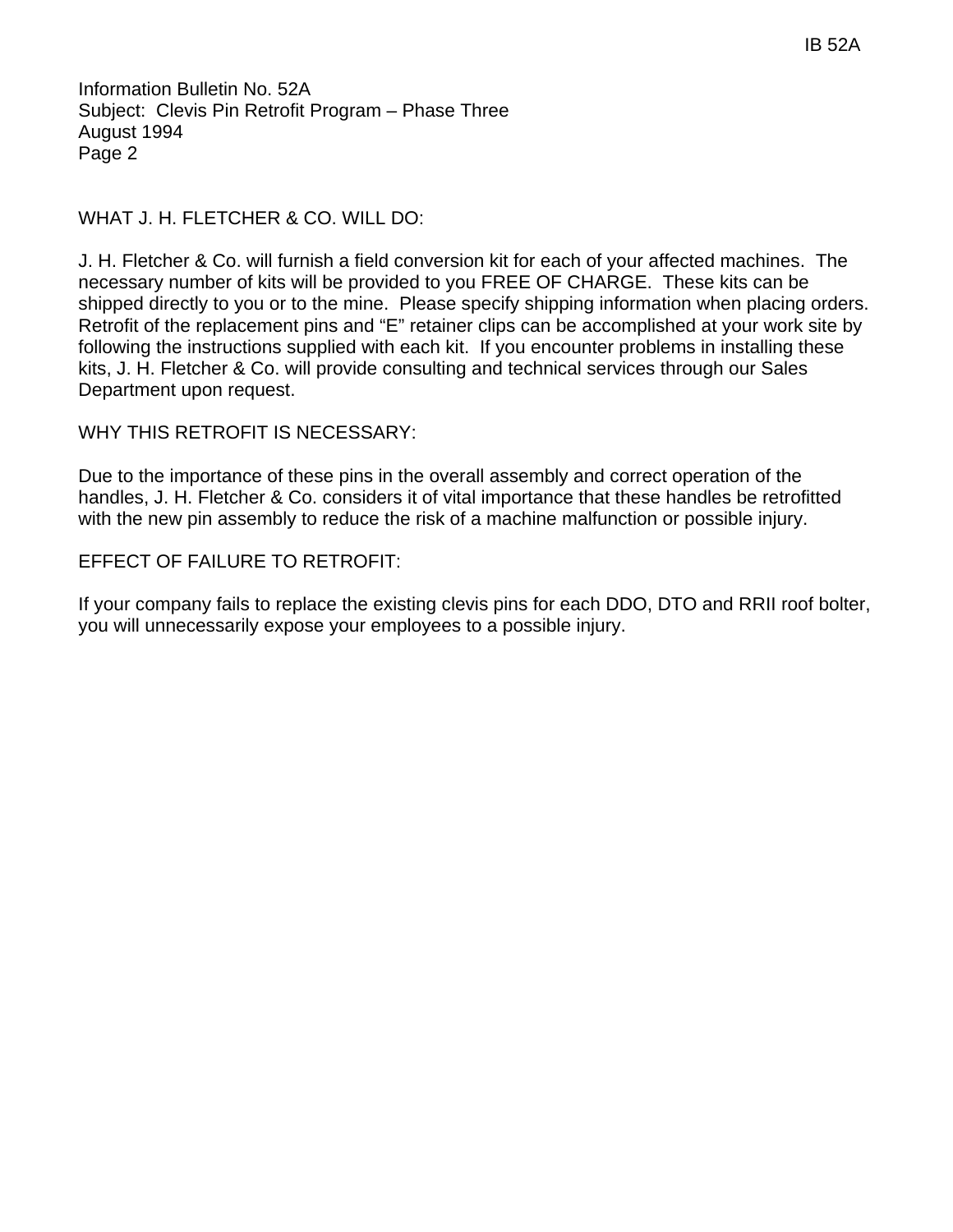Information Bulletin No. 52A
Subject: Clevis Pin Retrofit Program – Phase Three
August 1994
Page 2

## WHAT J. H. FLETCHER & CO. WILL DO:

J. H. Fletcher & Co. will furnish a field conversion kit for each of your affected machines. The necessary number of kits will be provided to you FREE OF CHARGE. These kits can be shipped directly to you or to the mine. Please specify shipping information when placing orders. Retrofit of the replacement pins and "E" retainer clips can be accomplished at your work site by following the instructions supplied with each kit. If you encounter problems in installing these kits, J. H. Fletcher & Co. will provide consulting and technical services through our Sales Department upon request.

## WHY THIS RETROFIT IS NECESSARY:

Due to the importance of these pins in the overall assembly and correct operation of the handles, J. H. Fletcher & Co. considers it of vital importance that these handles be retrofitted with the new pin assembly to reduce the risk of a machine malfunction or possible injury.

## EFFECT OF FAILURE TO RETROFIT:

If your company fails to replace the existing clevis pins for each DDO, DTO and RRII roof bolter, you will unnecessarily expose your employees to a possible injury.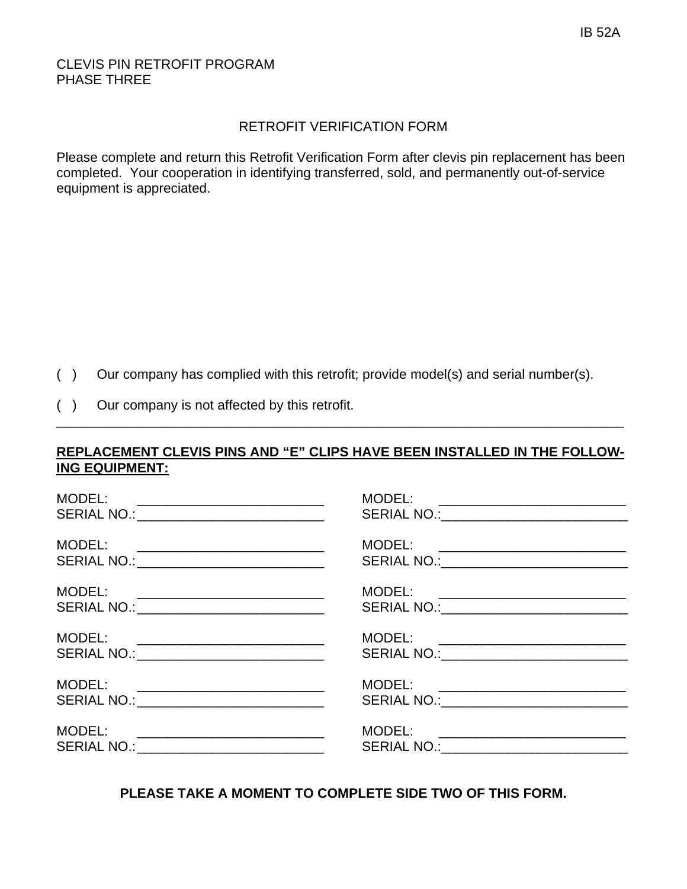IB 52A

CLEVIS PIN RETROFIT PROGRAM
PHASE THREE

## RETROFIT VERIFICATION FORM

Please complete and return this Retrofit Verification Form after clevis pin replacement has been completed. Your cooperation in identifying transferred, sold, and permanently out-of-service equipment is appreciated.

( ) Our company has complied with this retrofit; provide model(s) and serial number(s).

( ) Our company is not affected by this retrofit.

---

**REPLACEMENT CLEVIS PINS AND "E" CLIPS HAVE BEEN INSTALLED IN THE FOLLOWING EQUIPMENT:**

MODEL: ________________________
SERIAL NO.:________________________

MODEL: ________________________
SERIAL NO.:________________________

MODEL: ________________________
SERIAL NO.:________________________

MODEL: ________________________
SERIAL NO.:________________________

MODEL: ________________________
SERIAL NO.:________________________

MODEL: ________________________
SERIAL NO.:________________________

MODEL: ________________________
SERIAL NO.:________________________

MODEL: ________________________
SERIAL NO.:________________________

MODEL: ________________________
SERIAL NO.:________________________

MODEL: ________________________
SERIAL NO.:________________________

MODEL: ________________________
SERIAL NO.:________________________

MODEL: ________________________
SERIAL NO.:________________________

**PLEASE TAKE A MOMENT TO COMPLETE SIDE TWO OF THIS FORM.**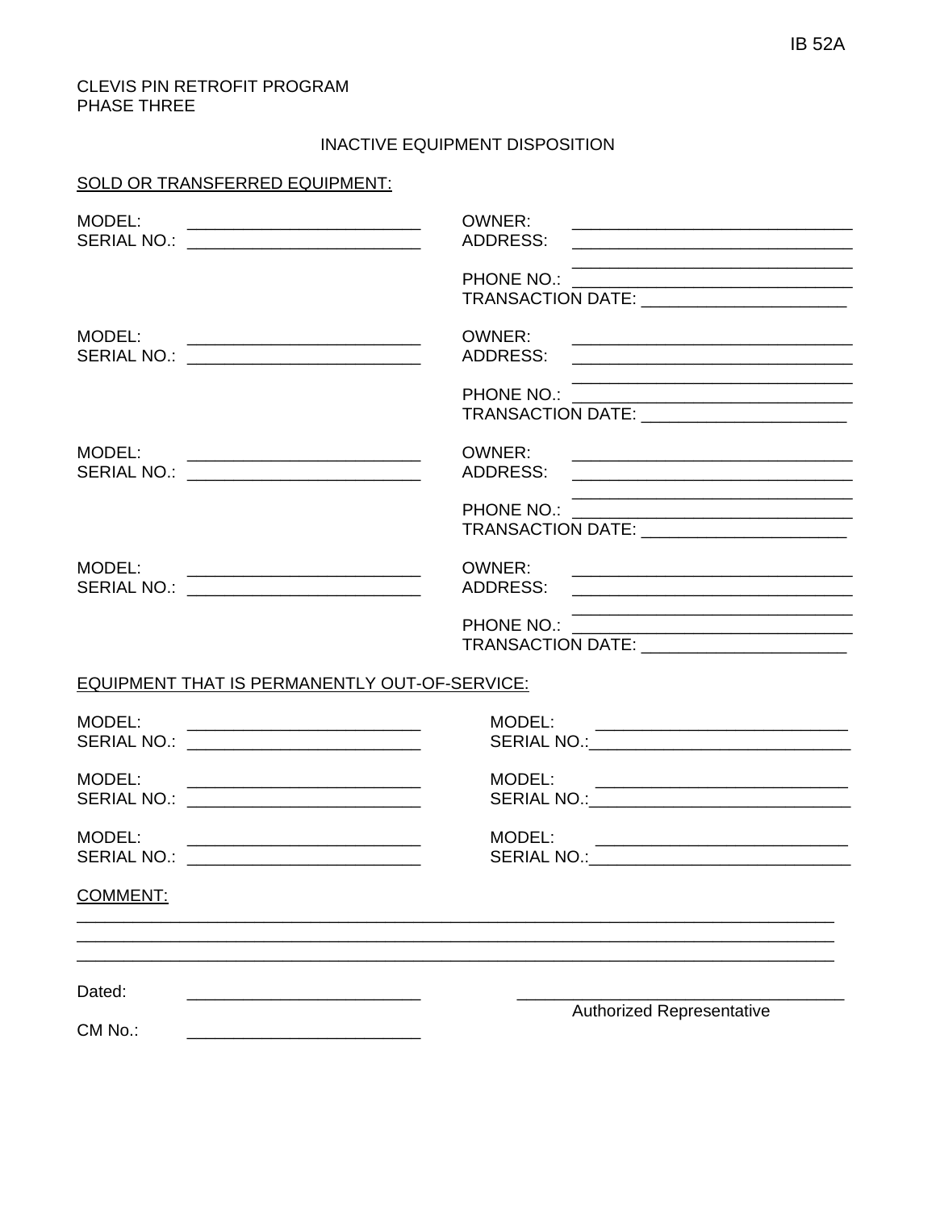IB 52A

CLEVIS PIN RETROFIT PROGRAM
PHASE THREE

INACTIVE EQUIPMENT DISPOSITION

<u>SOLD OR TRANSFERRED EQUIPMENT:</u>

MODEL: ________________________
SERIAL NO.: ________________________

OWNER: ____________________________
ADDRESS: ____________________________
____________________________
PHONE NO.: ____________________________
TRANSACTION DATE: ____________________

MODEL: ________________________
SERIAL NO.: ________________________

OWNER: ____________________________
ADDRESS: ____________________________
____________________________
PHONE NO.: ____________________________
TRANSACTION DATE: ____________________

MODEL: ________________________
SERIAL NO.: ________________________

OWNER: ____________________________
ADDRESS: ____________________________
____________________________
PHONE NO.: ____________________________
TRANSACTION DATE: ____________________

MODEL: ________________________
SERIAL NO.: ________________________

OWNER: ____________________________
ADDRESS: ____________________________
____________________________
PHONE NO.: ____________________________
TRANSACTION DATE: ____________________

<u>EQUIPMENT THAT IS PERMANENTLY OUT-OF-SERVICE:</u>

MODEL: ________________________
SERIAL NO.: ________________________

MODEL: ________________________
SERIAL NO.: ________________________

MODEL: ________________________
SERIAL NO.: ________________________

MODEL: ________________________
SERIAL NO.: ________________________

MODEL: ________________________
SERIAL NO.: ________________________

MODEL: ________________________
SERIAL NO.: ________________________

<u>COMMENT:</u>

________________________________________________________________________
________________________________________________________________________
________________________________________________________________________

Dated: ________________________

________________________________
Authorized Representative

CM No.: ________________________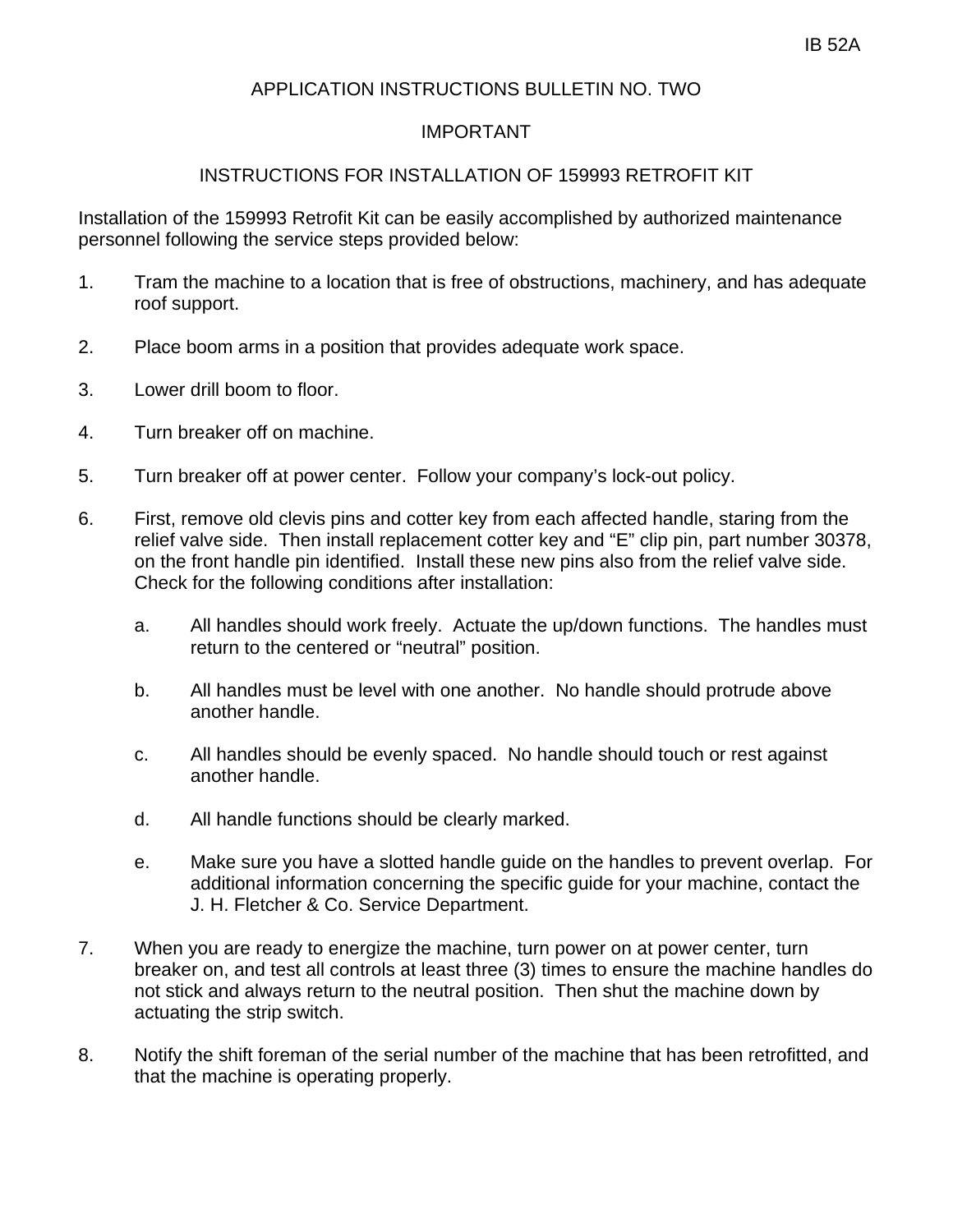IB 52A

# APPLICATION INSTRUCTIONS BULLETIN NO. TWO

## IMPORTANT

## INSTRUCTIONS FOR INSTALLATION OF 159993 RETROFIT KIT

Installation of the 159993 Retrofit Kit can be easily accomplished by authorized maintenance personnel following the service steps provided below:

1. Tram the machine to a location that is free of obstructions, machinery, and has adequate roof support.

2. Place boom arms in a position that provides adequate work space.

3. Lower drill boom to floor.

4. Turn breaker off on machine.

5. Turn breaker off at power center. Follow your company's lock-out policy.

6. First, remove old clevis pins and cotter key from each affected handle, staring from the relief valve side. Then install replacement cotter key and "E" clip pin, part number 30378, on the front handle pin identified. Install these new pins also from the relief valve side. Check for the following conditions after installation:

   a. All handles should work freely. Actuate the up/down functions. The handles must return to the centered or "neutral" position.

   b. All handles must be level with one another. No handle should protrude above another handle.

   c. All handles should be evenly spaced. No handle should touch or rest against another handle.

   d. All handle functions should be clearly marked.

   e. Make sure you have a slotted handle guide on the handles to prevent overlap. For additional information concerning the specific guide for your machine, contact the J. H. Fletcher & Co. Service Department.

7. When you are ready to energize the machine, turn power on at power center, turn breaker on, and test all controls at least three (3) times to ensure the machine handles do not stick and always return to the neutral position. Then shut the machine down by actuating the strip switch.

8. Notify the shift foreman of the serial number of the machine that has been retrofitted, and that the machine is operating properly.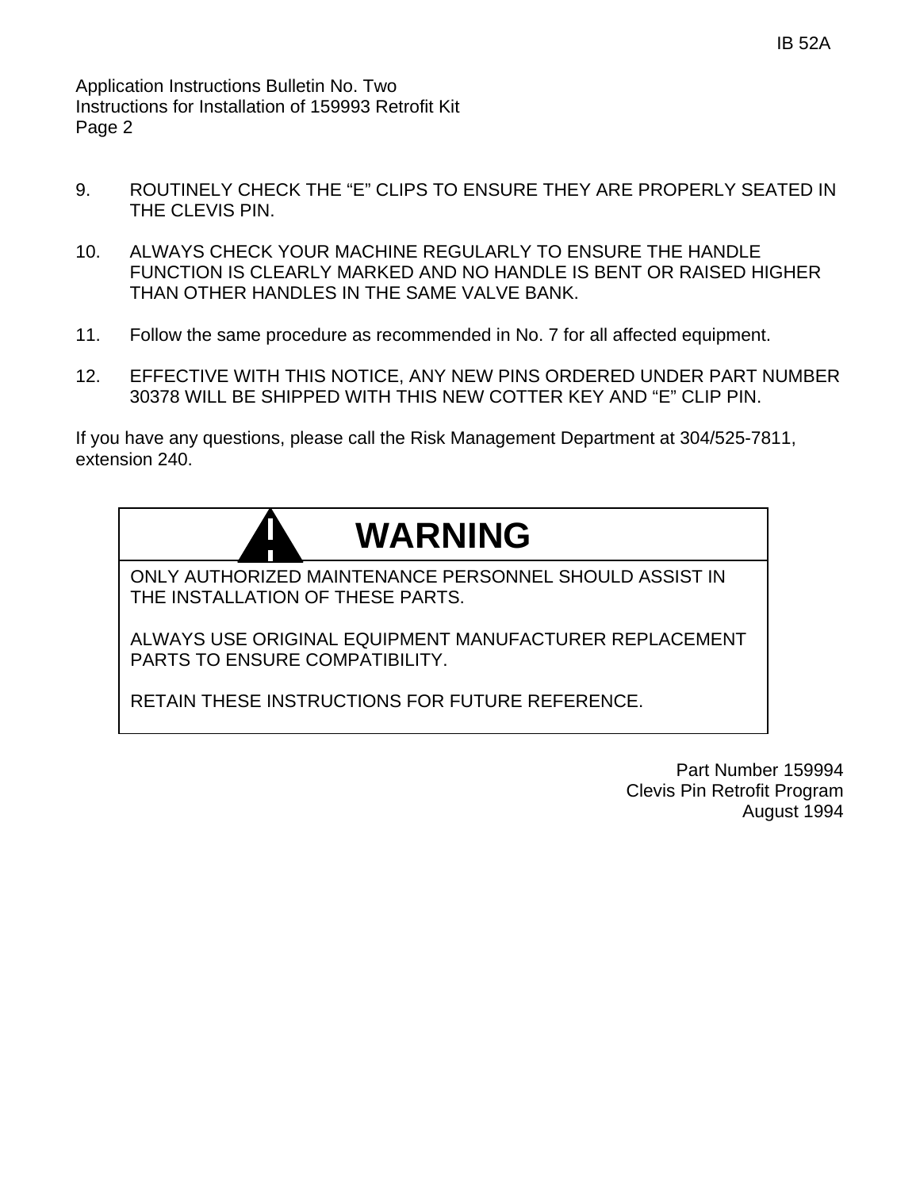9. ROUTINELY CHECK THE "E" CLIPS TO ENSURE THEY ARE PROPERLY SEATED IN THE CLEVIS PIN.

10. ALWAYS CHECK YOUR MACHINE REGULARLY TO ENSURE THE HANDLE FUNCTION IS CLEARLY MARKED AND NO HANDLE IS BENT OR RAISED HIGHER THAN OTHER HANDLES IN THE SAME VALVE BANK.

11. Follow the same procedure as recommended in No. 7 for all affected equipment.

12. EFFECTIVE WITH THIS NOTICE, ANY NEW PINS ORDERED UNDER PART NUMBER 30378 WILL BE SHIPPED WITH THIS NEW COTTER KEY AND "E" CLIP PIN.

If you have any questions, please call the Risk Management Department at 304/525-7811, extension 240.

## WARNING

ONLY AUTHORIZED MAINTENANCE PERSONNEL SHOULD ASSIST IN THE INSTALLATION OF THESE PARTS.

ALWAYS USE ORIGINAL EQUIPMENT MANUFACTURER REPLACEMENT PARTS TO ENSURE COMPATIBILITY.

RETAIN THESE INSTRUCTIONS FOR FUTURE REFERENCE.

Part Number 159994
Clevis Pin Retrofit Program
August 1994